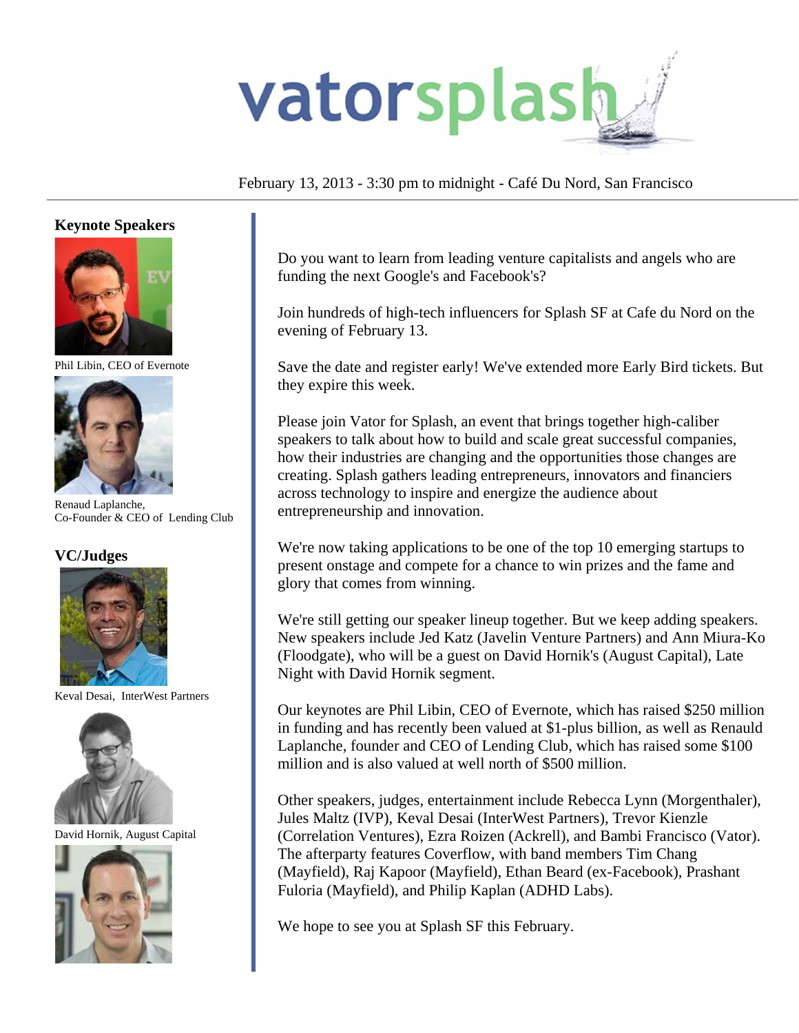# vatorsplash

February 13, 2013 - 3:30 pm to midnight - Café Du Nord, San Francisco

## Keynote Speakers

Phil Libin, CEO of Evernote

Renaud Laplanche,
Co-Founder & CEO of Lending Club

## VC/Judges

Keval Desai, InterWest Partners

David Hornik, August Capital

Do you want to learn from leading venture capitalists and angels who are funding the next Google's and Facebook's?

Join hundreds of high-tech influencers for Splash SF at Cafe du Nord on the evening of February 13.

Save the date and register early! We've extended more Early Bird tickets. But they expire this week.

Please join Vator for Splash, an event that brings together high-caliber speakers to talk about how to build and scale great successful companies, how their industries are changing and the opportunities those changes are creating. Splash gathers leading entrepreneurs, innovators and financiers across technology to inspire and energize the audience about entrepreneurship and innovation.

We're now taking applications to be one of the top 10 emerging startups to present onstage and compete for a chance to win prizes and the fame and glory that comes from winning.

We're still getting our speaker lineup together. But we keep adding speakers. New speakers include Jed Katz (Javelin Venture Partners) and Ann Miura-Ko (Floodgate), who will be a guest on David Hornik's (August Capital), Late Night with David Hornik segment.

Our keynotes are Phil Libin, CEO of Evernote, which has raised $250 million in funding and has recently been valued at $1-plus billion, as well as Renauld Laplanche, founder and CEO of Lending Club, which has raised some $100 million and is also valued at well north of $500 million.

Other speakers, judges, entertainment include Rebecca Lynn (Morgenthaler), Jules Maltz (IVP), Keval Desai (InterWest Partners), Trevor Kienzle (Correlation Ventures), Ezra Roizen (Ackrell), and Bambi Francisco (Vator). The afterparty features Coverflow, with band members Tim Chang (Mayfield), Raj Kapoor (Mayfield), Ethan Beard (ex-Facebook), Prashant Fuloria (Mayfield), and Philip Kaplan (ADHD Labs).

We hope to see you at Splash SF this February.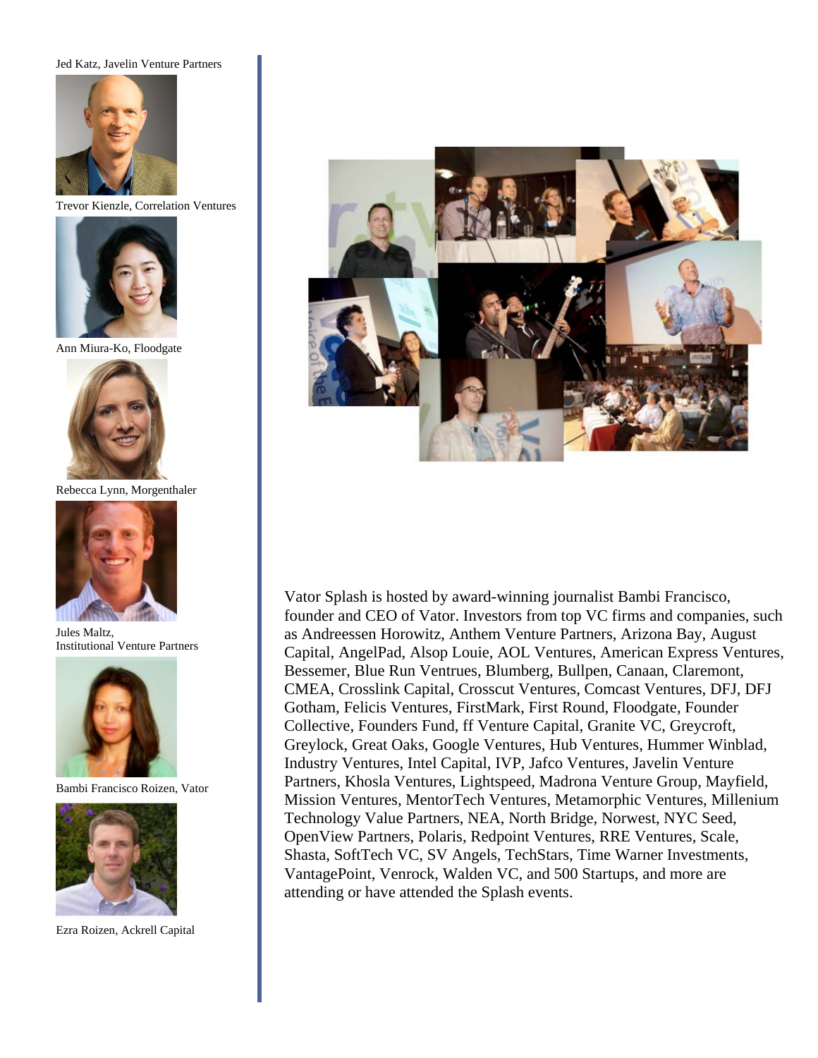Jed Katz, Javelin Venture Partners

Trevor Kienzle, Correlation Ventures

Ann Miura-Ko, Floodgate

Rebecca Lynn, Morgenthaler

Jules Maltz,
Institutional Venture Partners

Bambi Francisco Roizen, Vator

Ezra Roizen, Ackrell Capital

Vator Splash is hosted by award-winning journalist Bambi Francisco, founder and CEO of Vator. Investors from top VC firms and companies, such as Andreessen Horowitz, Anthem Venture Partners, Arizona Bay, August Capital, AngelPad, Alsop Louie, AOL Ventures, American Express Ventures, Bessemer, Blue Run Ventrues, Blumberg, Bullpen, Canaan, Claremont, CMEA, Crosslink Capital, Crosscut Ventures, Comcast Ventures, DFJ, DFJ Gotham, Felicis Ventures, FirstMark, First Round, Floodgate, Founder Collective, Founders Fund, ff Venture Capital, Granite VC, Greycroft, Greylock, Great Oaks, Google Ventures, Hub Ventures, Hummer Winblad, Industry Ventures, Intel Capital, IVP, Jafco Ventures, Javelin Venture Partners, Khosla Ventures, Lightspeed, Madrona Venture Group, Mayfield, Mission Ventures, MentorTech Ventures, Metamorphic Ventures, Millenium Technology Value Partners, NEA, North Bridge, Norwest, NYC Seed, OpenView Partners, Polaris, Redpoint Ventures, RRE Ventures, Scale, Shasta, SoftTech VC, SV Angels, TechStars, Time Warner Investments, VantagePoint, Venrock, Walden VC, and 500 Startups, and more are attending or have attended the Splash events.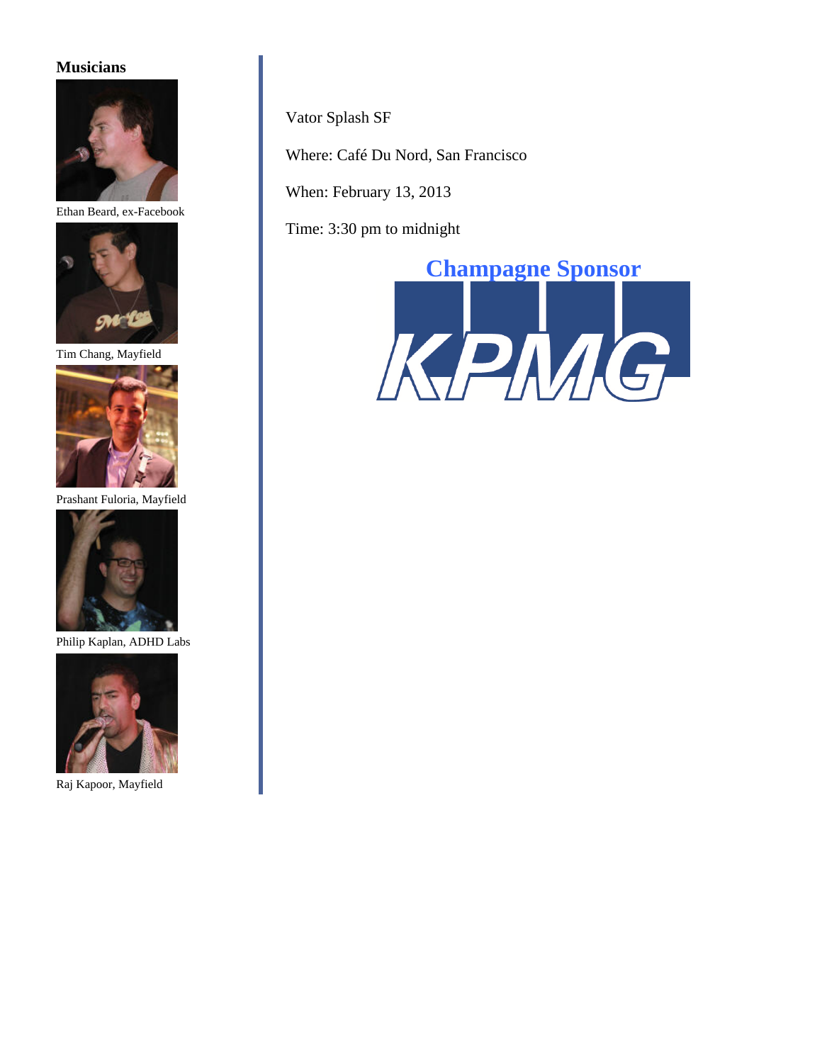## Musicians

Ethan Beard, ex-Facebook

Tim Chang, Mayfield

Prashant Fuloria, Mayfield

Philip Kaplan, ADHD Labs

Raj Kapoor, Mayfield

Vator Splash SF

Where: Café Du Nord, San Francisco

When: February 13, 2013

Time: 3:30 pm to midnight

**Champagne Sponsor**

KPMG